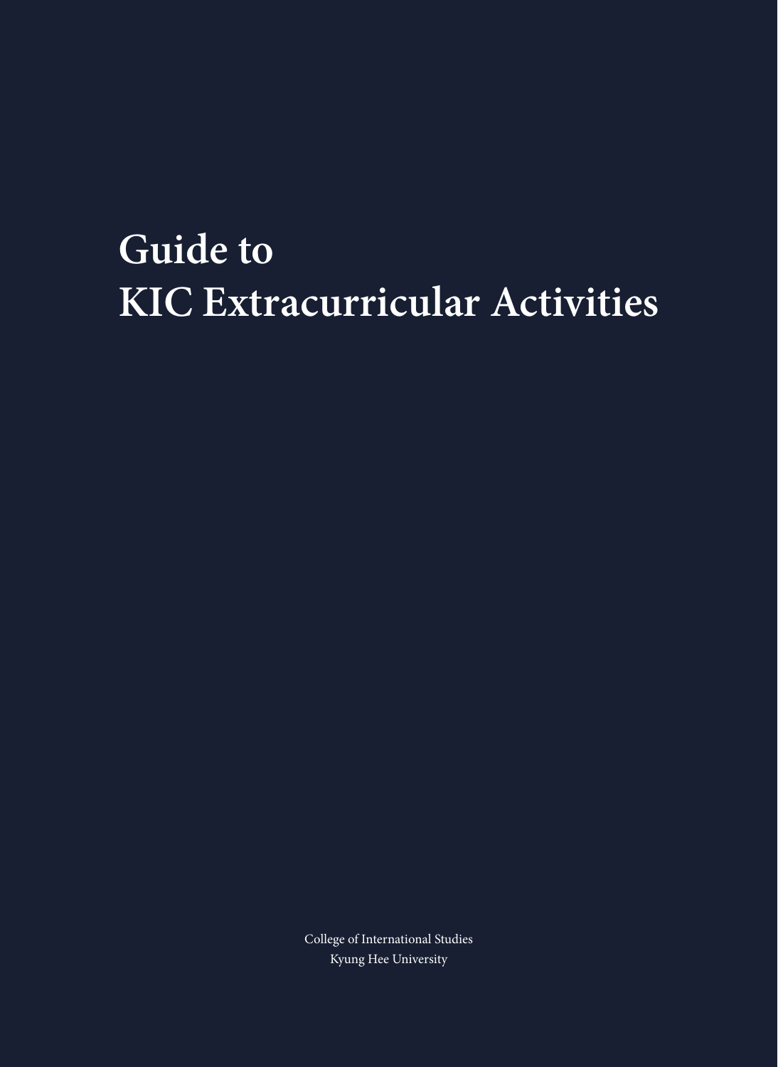# Guide to
# KIC Extracurricular Activities

College of International Studies
Kyung Hee University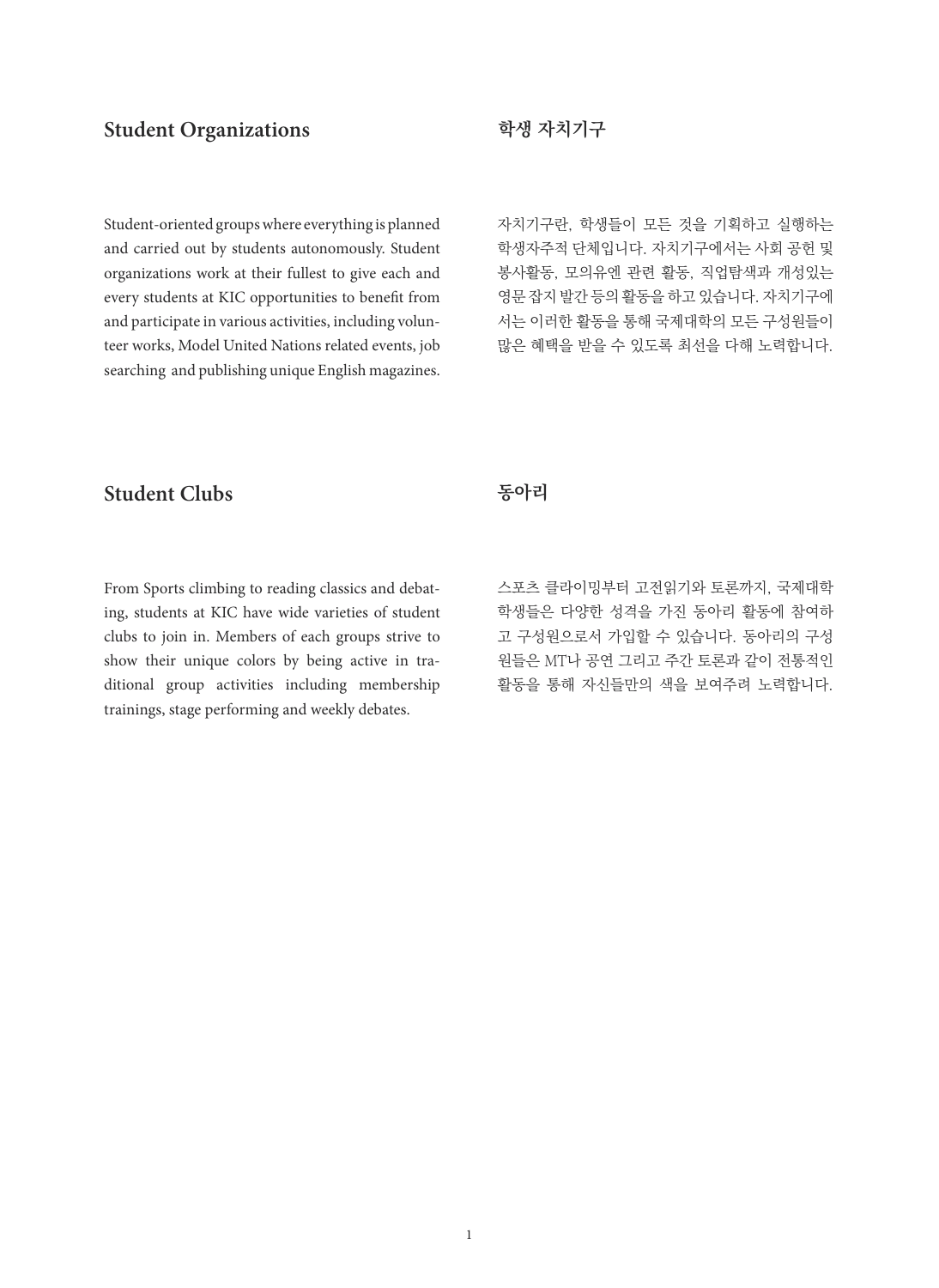## Student Organizations

Student-oriented groups where everything is planned and carried out by students autonomously. Student organizations work at their fullest to give each and every students at KIC opportunities to benefit from and participate in various activities, including volunteer works, Model United Nations related events, job searching and publishing unique English magazines.

## 학생 자치기구

자치기구란, 학생들이 모든 것을 기획하고 실행하는 학생자주적 단체입니다. 자치기구에서는 사회 공헌 및 봉사활동, 모의유엔 관련 활동, 직업탐색과 개성있는 영문 잡지 발간 등의 활동을 하고 있습니다. 자치기구에서는 이러한 활동을 통해 국제대학의 모든 구성원들이 많은 혜택을 받을 수 있도록 최선을 다해 노력합니다.

## Student Clubs

From Sports climbing to reading classics and debating, students at KIC have wide varieties of student clubs to join in. Members of each groups strive to show their unique colors by being active in traditional group activities including membership trainings, stage performing and weekly debates.

## 동아리

스포츠 클라이밍부터 고전읽기와 토론까지, 국제대학 학생들은 다양한 성격을 가진 동아리 활동에 참여하고 구성원으로서 가입할 수 있습니다. 동아리의 구성원들은 MT나 공연 그리고 주간 토론과 같이 전통적인 활동을 통해 자신들만의 색을 보여주려 노력합니다.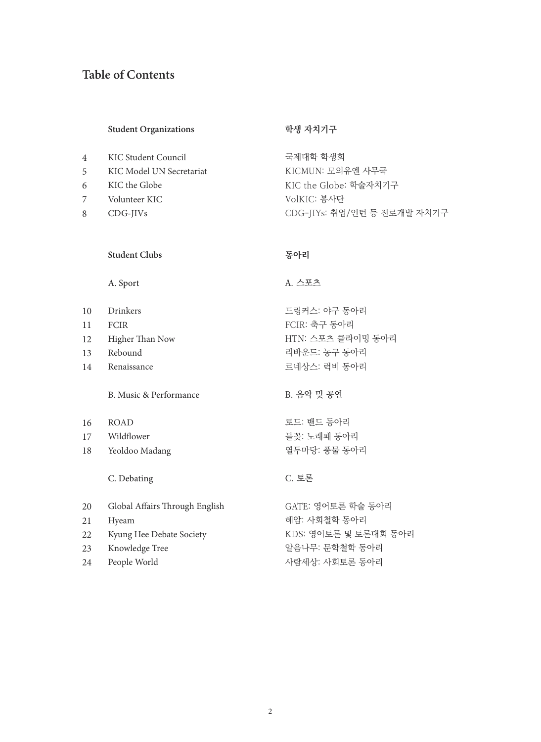## Table of Contents

| | Student Organizations | 학생 자치기구 |
|---|---|---|
| 4 | KIC Student Council | 국제대학 학생회 |
| 5 | KIC Model UN Secretariat | KICMUN: 모의유엔 사무국 |
| 6 | KIC the Globe | KIC the Globe: 학술자치기구 |
| 7 | Volunteer KIC | VolKIC: 봉사단 |
| 8 | CDG-JIVs | CDG-JIYs: 취업/인턴 등 진로개발 자치기구 |

| | Student Clubs | 동아리 |
|---|---|---|
| | A. Sport | A. 스포츠 |
| 10 | Drinkers | 드링커스: 야구 동아리 |
| 11 | FCIR | FCIR: 축구 동아리 |
| 12 | Higher Than Now | HTN: 스포츠 클라이밍 동아리 |
| 13 | Rebound | 리바운드: 농구 동아리 |
| 14 | Renaissance | 르네상스: 럭비 동아리 |
| | B. Music & Performance | B. 음악 및 공연 |
| 16 | ROAD | 로드: 밴드 동아리 |
| 17 | Wildflower | 들꽃: 노래패 동아리 |
| 18 | Yeoldoo Madang | 열두마당: 풍물 동아리 |
| | C. Debating | C. 토론 |
| 20 | Global Affairs Through English | GATE: 영어토론 학술 동아리 |
| 21 | Hyeam | 혜암: 사회철학 동아리 |
| 22 | Kyung Hee Debate Society | KDS: 영어토론 및 토론대회 동아리 |
| 23 | Knowledge Tree | 알음나무: 문학철학 동아리 |
| 24 | People World | 사람세상: 사회토론 동아리 |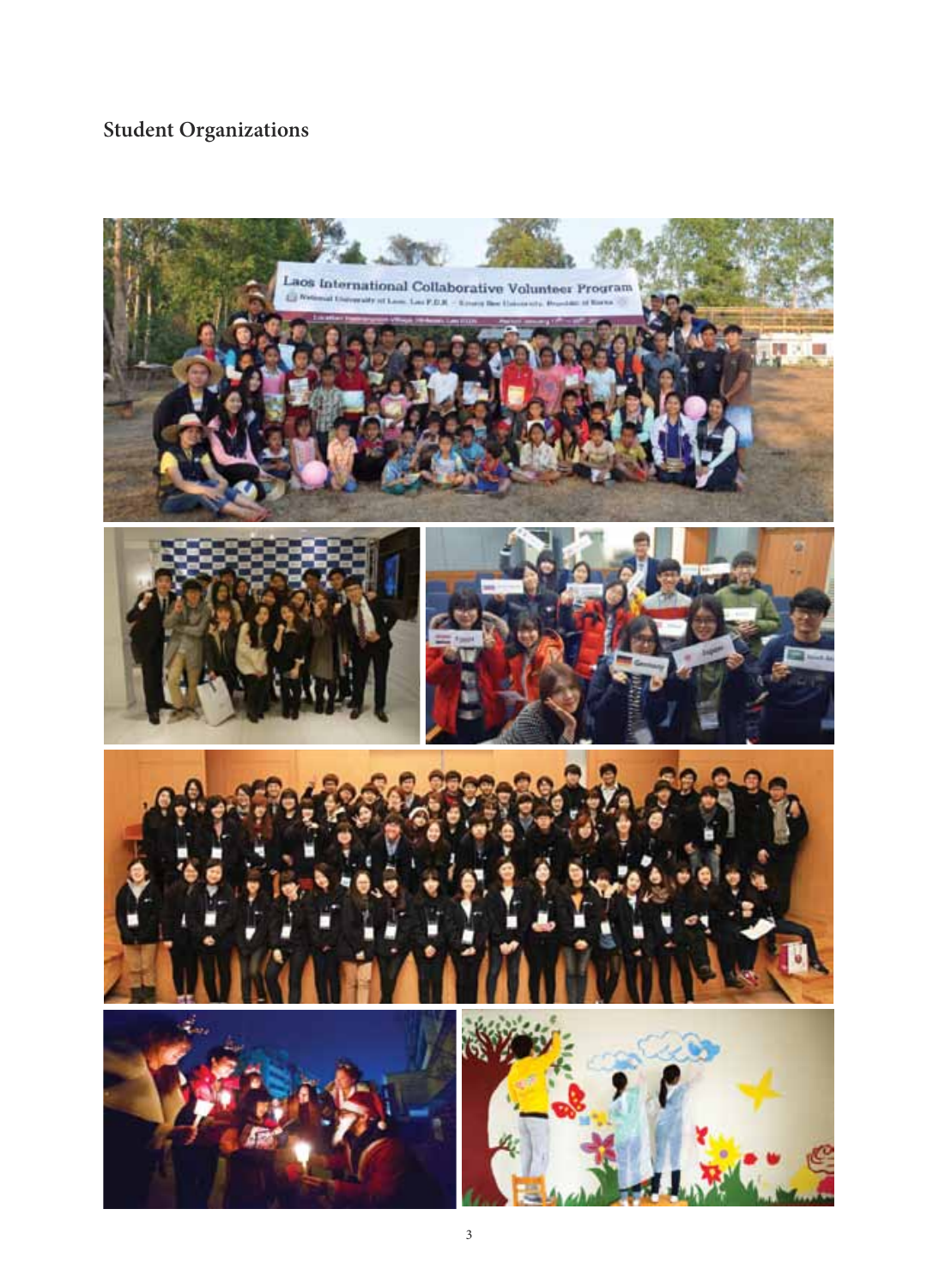## Student Organizations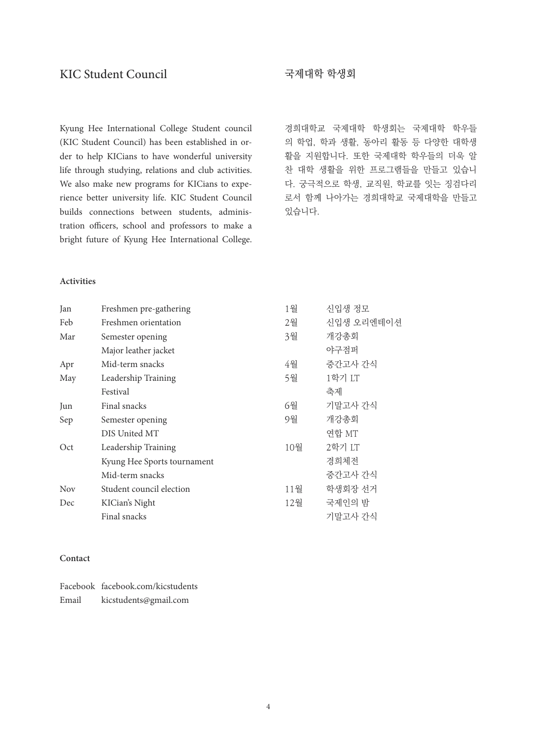## KIC Student Council

Kyung Hee International College Student council (KIC Student Council) has been established in order to help KICians to have wonderful university life through studying, relations and club activities. We also make new programs for KICians to experience better university life. KIC Student Council builds connections between students, administration officers, school and professors to make a bright future of Kyung Hee International College.

## 국제대학 학생회

경희대학교 국제대학 학생회는 국제대학 학우들의 학업, 학과 생활, 동아리 활동 등 다양한 대학생활을 지원합니다. 또한 국제대학 학우들의 더욱 알찬 대학 생활을 위한 프로그램들을 만들고 있습니다. 궁극적으로 학생, 교직원, 학교를 잇는 징검다리로서 함께 나아가는 경희대학교 국제대학을 만들고 있습니다.

**Activities**

| | | | |
|---|---|---|---|
| Jan | Freshmen pre-gathering | 1월 | 신입생 정모 |
| Feb | Freshmen orientation | 2월 | 신입생 오리엔테이션 |
| Mar | Semester opening | 3월 | 개강총회 |
| | Major leather jacket | | 야구점퍼 |
| Apr | Mid-term snacks | 4월 | 중간고사 간식 |
| May | Leadership Training | 5월 | 1학기 LT |
| | Festival | | 축제 |
| Jun | Final snacks | 6월 | 기말고사 간식 |
| Sep | Semester opening | 9월 | 개강총회 |
| | DIS United MT | | 연합 MT |
| Oct | Leadership Training | 10월 | 2학기 LT |
| | Kyung Hee Sports tournament | | 경희체전 |
| | Mid-term snacks | | 중간고사 간식 |
| Nov | Student council election | 11월 | 학생회장 선거 |
| Dec | KICian's Night | 12월 | 국제인의 밤 |
| | Final snacks | | 기말고사 간식 |

**Contact**

Facebook facebook.com/kicstudents
Email kicstudents@gmail.com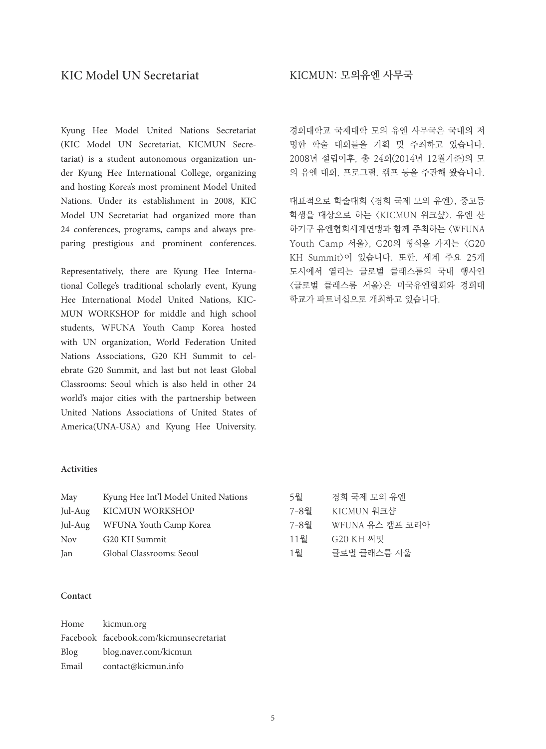## KIC Model UN Secretariat

Kyung Hee Model United Nations Secretariat (KIC Model UN Secretariat, KICMUN Secretariat) is a student autonomous organization under Kyung Hee International College, organizing and hosting Korea's most prominent Model United Nations. Under its establishment in 2008, KIC Model UN Secretariat had organized more than 24 conferences, programs, camps and always preparing prestigious and prominent conferences.

Representatively, there are Kyung Hee International College's traditional scholarly event, Kyung Hee International Model United Nations, KICMUN WORKSHOP for middle and high school students, WFUNA Youth Camp Korea hosted with UN organization, World Federation United Nations Associations, G20 KH Summit to celebrate G20 Summit, and last but not least Global Classrooms: Seoul which is also held in other 24 world's major cities with the partnership between United Nations Associations of United States of America(UNA-USA) and Kyung Hee University.

## KICMUN: 모의유엔 사무국

경희대학교 국제대학 모의 유엔 사무국은 국내의 저명한 학술 대회들을 기획 및 주최하고 있습니다. 2008년 설립이후, 총 24회(2014년 12월기준)의 모의 유엔 대회, 프로그램, 캠프 등을 주관해 왔습니다.

대표적으로 학술대회 〈경희 국제 모의 유엔〉, 중고등 학생을 대상으로 하는 〈KICMUN 워크샵〉, 유엔 산하기구 유엔협회세계연맹과 함께 주최하는 〈WFUNA Youth Camp 서울〉, G20의 형식을 가지는 〈G20 KH Summit〉이 있습니다. 또한, 세계 주요 25개 도시에서 열리는 글로벌 클래스룸의 국내 행사인 〈글로벌 클래스룸 서울〉은 미국유엔협회와 경희대학교가 파트너십으로 개최하고 있습니다.

### Activities

| | | | |
|---|---|---|---|
| May | Kyung Hee Int'l Model United Nations | 5월 | 경희 국제 모의 유엔 |
| Jul-Aug | KICMUN WORKSHOP | 7-8월 | KICMUN 워크샵 |
| Jul-Aug | WFUNA Youth Camp Korea | 7-8월 | WFUNA 유스 캠프 코리아 |
| Nov | G20 KH Summit | 11월 | G20 KH 써밋 |
| Jan | Global Classrooms: Seoul | 1월 | 글로벌 클래스룸 서울 |

### Contact

| | |
|---|---|
| Home | kicmun.org |
| Facebook | facebook.com/kicmunsecretariat |
| Blog | blog.naver.com/kicmun |
| Email | contact@kicmun.info |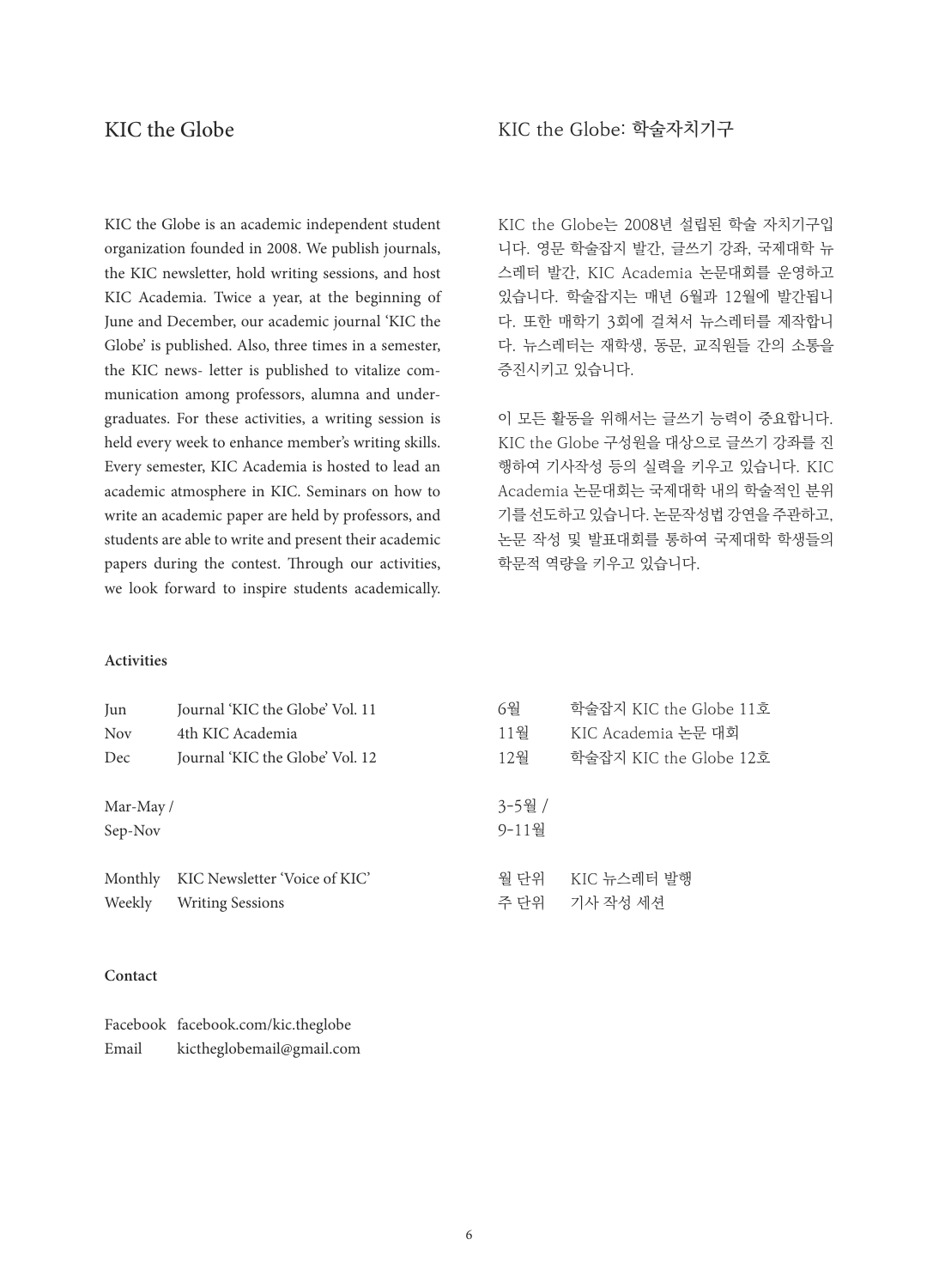## KIC the Globe

KIC the Globe is an academic independent student organization founded in 2008. We publish journals, the KIC newsletter, hold writing sessions, and host KIC Academia. Twice a year, at the beginning of June and December, our academic journal 'KIC the Globe' is published. Also, three times in a semester, the KIC news- letter is published to vitalize communication among professors, alumna and undergraduates. For these activities, a writing session is held every week to enhance member's writing skills. Every semester, KIC Academia is hosted to lead an academic atmosphere in KIC. Seminars on how to write an academic paper are held by professors, and students are able to write and present their academic papers during the contest. Through our activities, we look forward to inspire students academically.

## KIC the Globe: 학술자치기구

KIC the Globe는 2008년 설립된 학술 자치기구입니다. 영문 학술잡지 발간, 글쓰기 강좌, 국제대학 뉴스레터 발간, KIC Academia 논문대회를 운영하고 있습니다. 학술잡지는 매년 6월과 12월에 발간됩니다. 또한 매학기 3회에 걸쳐서 뉴스레터를 제작합니다. 뉴스레터는 재학생, 동문, 교직원들 간의 소통을 증진시키고 있습니다.

이 모든 활동을 위해서는 글쓰기 능력이 중요합니다. KIC the Globe 구성원을 대상으로 글쓰기 강좌를 진행하여 기사작성 등의 실력을 키우고 있습니다. KIC Academia 논문대회는 국제대학 내의 학술적인 분위기를 선도하고 있습니다. 논문작성법 강연을 주관하고, 논문 작성 및 발표대회를 통하여 국제대학 학생들의 학문적 역량을 키우고 있습니다.

**Activities**

| | |
|---|---|
| Jun | Journal 'KIC the Globe' Vol. 11 |
| Nov | 4th KIC Academia |
| Dec | Journal 'KIC the Globe' Vol. 12 |
| Mar-May / Sep-Nov | |
| Monthly | KIC Newsletter 'Voice of KIC' |
| Weekly | Writing Sessions |

| | |
|---|---|
| 6월 | 학술잡지 KIC the Globe 11호 |
| 11월 | KIC Academia 논문 대회 |
| 12월 | 학술잡지 KIC the Globe 12호 |
| 3-5월 / 9-11월 | |
| 월 단위 | KIC 뉴스레터 발행 |
| 주 단위 | 기사 작성 세션 |

**Contact**

Facebook facebook.com/kic.theglobe
Email kictheglobemail@gmail.com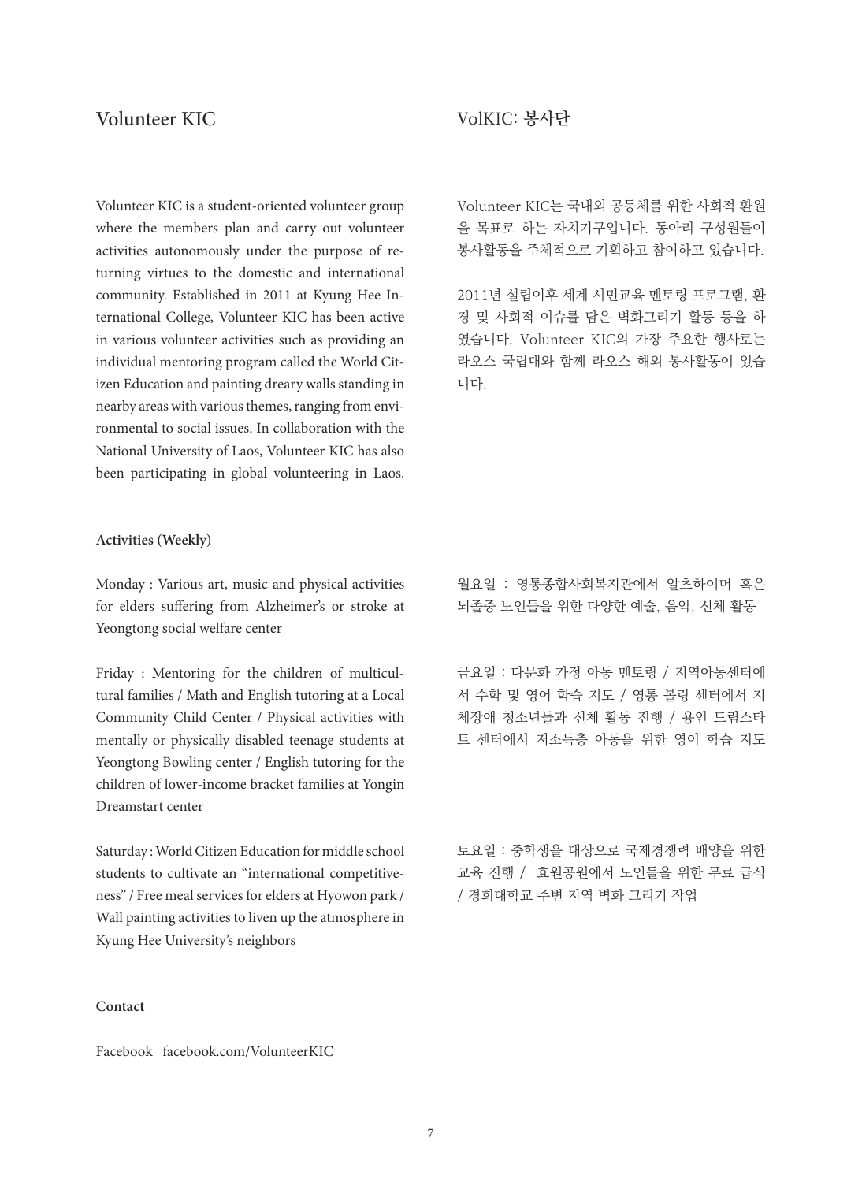## Volunteer KIC

Volunteer KIC is a student-oriented volunteer group where the members plan and carry out volunteer activities autonomously under the purpose of returning virtues to the domestic and international community. Established in 2011 at Kyung Hee International College, Volunteer KIC has been active in various volunteer activities such as providing an individual mentoring program called the World Citizen Education and painting dreary walls standing in nearby areas with various themes, ranging from environmental to social issues. In collaboration with the National University of Laos, Volunteer KIC has also been participating in global volunteering in Laos.

**Activities (Weekly)**

Monday : Various art, music and physical activities for elders suffering from Alzheimer's or stroke at Yeongtong social welfare center

Friday : Mentoring for the children of multicultural families / Math and English tutoring at a Local Community Child Center / Physical activities with mentally or physically disabled teenage students at Yeongtong Bowling center / English tutoring for the children of lower-income bracket families at Yongin Dreamstart center

Saturday : World Citizen Education for middle school students to cultivate an "international competitiveness" / Free meal services for elders at Hyowon park / Wall painting activities to liven up the atmosphere in Kyung Hee University's neighbors

**Contact**

Facebook facebook.com/VolunteerKIC

## VolKIC: 봉사단

Volunteer KIC는 국내외 공동체를 위한 사회적 환원을 목표로 하는 자치기구입니다. 동아리 구성원들이 봉사활동을 주체적으로 기획하고 참여하고 있습니다.

2011년 설립이후 세계 시민교육 멘토링 프로그램, 환경 및 사회적 이슈를 담은 벽화그리기 활동 등을 하였습니다. Volunteer KIC의 가장 주요한 행사로는 라오스 국립대와 함께 라오스 해외 봉사활동이 있습니다.

월요일 : 영통종합사회복지관에서 알츠하이머 혹은 뇌졸중 노인들을 위한 다양한 예술, 음악, 신체 활동

금요일 : 다문화 가정 아동 멘토링 / 지역아동센터에서 수학 및 영어 학습 지도 / 영통 볼링 센터에서 지체장애 청소년들과 신체 활동 진행 / 용인 드림스타트 센터에서 저소득층 아동을 위한 영어 학습 지도

토요일 : 중학생을 대상으로 국제경쟁력 배양을 위한 교육 진행 / 효원공원에서 노인들을 위한 무료 급식 / 경희대학교 주변 지역 벽화 그리기 작업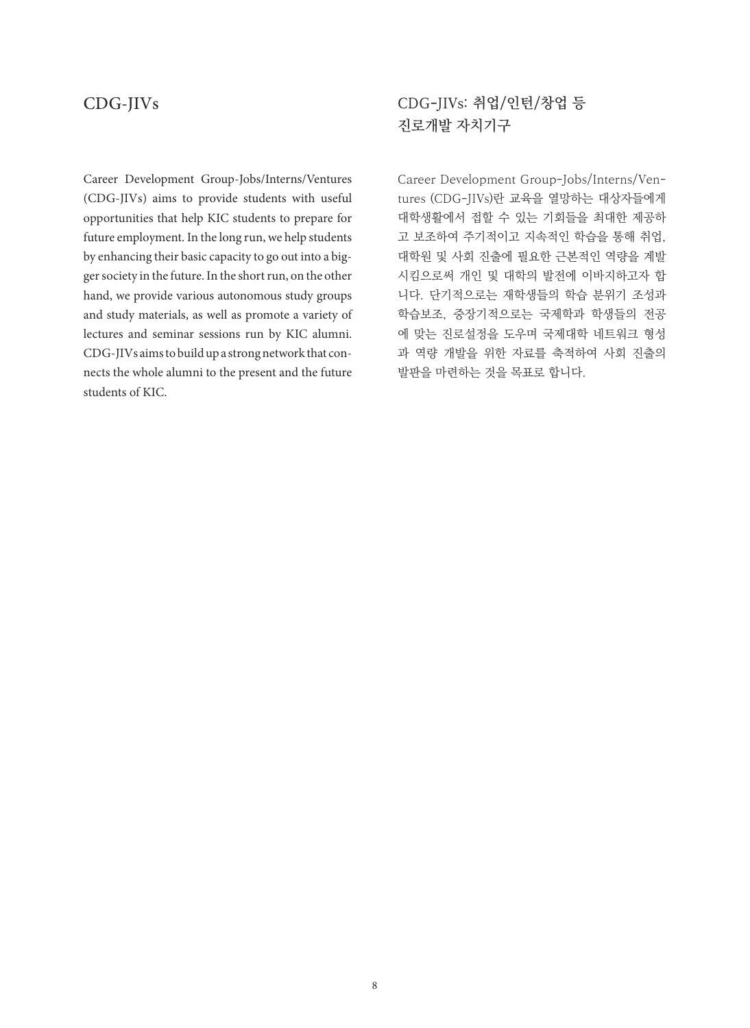## CDG-JIVs

Career Development Group-Jobs/Interns/Ventures (CDG-JIVs) aims to provide students with useful opportunities that help KIC students to prepare for future employment. In the long run, we help students by enhancing their basic capacity to go out into a bigger society in the future. In the short run, on the other hand, we provide various autonomous study groups and study materials, as well as promote a variety of lectures and seminar sessions run by KIC alumni. CDG-JIVs aims to build up a strong network that connects the whole alumni to the present and the future students of KIC.

## CDG-JIVs: 취업/인턴/창업 등 진로개발 자치기구

Career Development Group-Jobs/Interns/Ventures (CDG-JIVs)란 교육을 열망하는 대상자들에게 대학생활에서 접할 수 있는 기회들을 최대한 제공하고 보조하여 주기적이고 지속적인 학습을 통해 취업, 대학원 및 사회 진출에 필요한 근본적인 역량을 계발시킴으로써 개인 및 대학의 발전에 이바지하고자 합니다. 단기적으로는 재학생들의 학습 분위기 조성과 학습보조, 중장기적으로는 국제학과 학생들의 전공에 맞는 진로설정을 도우며 국제대학 네트워크 형성과 역량 개발을 위한 자료를 축적하여 사회 진출의 발판을 마련하는 것을 목표로 합니다.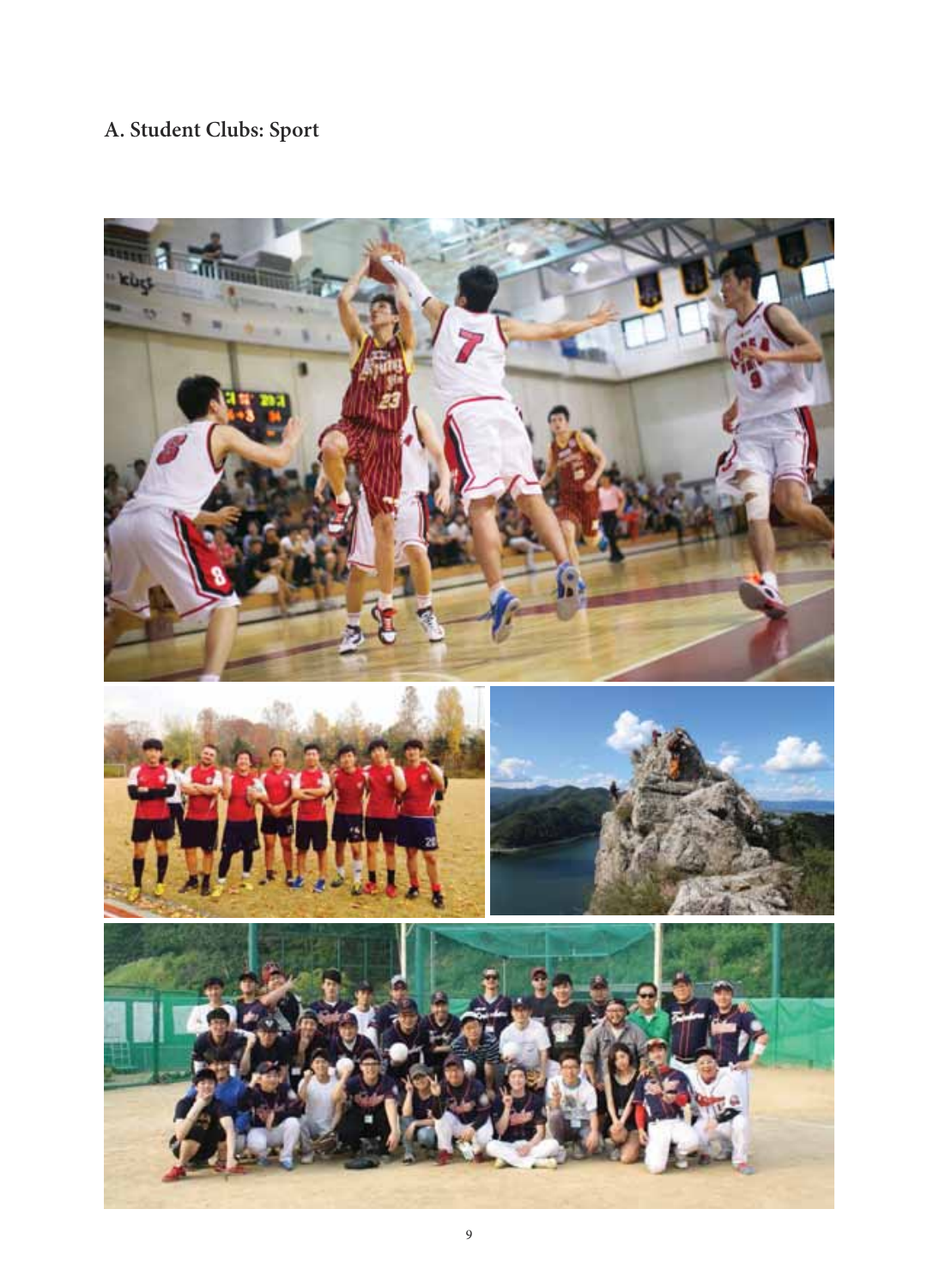## A. Student Clubs: Sport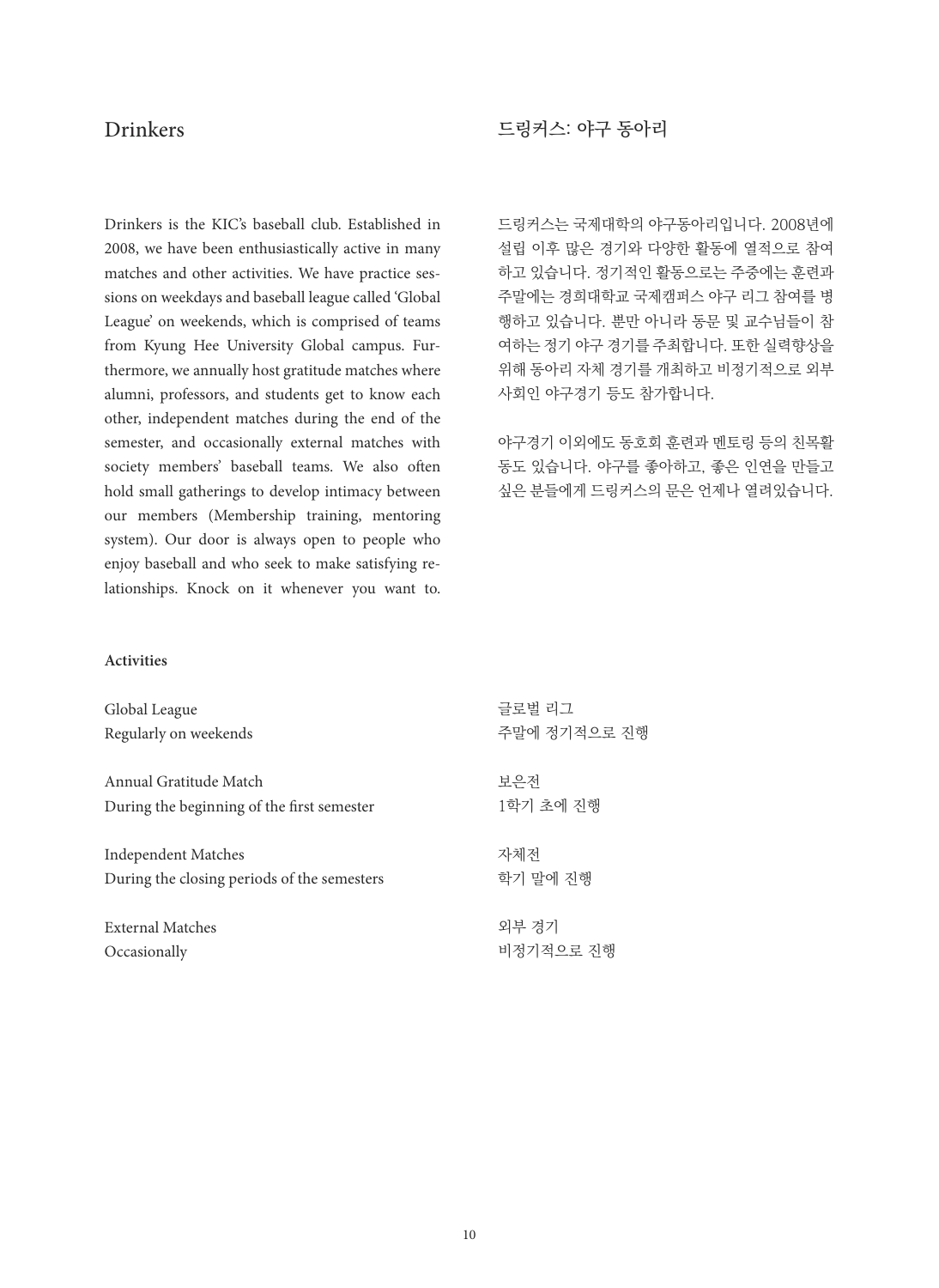## Drinkers

Drinkers is the KIC's baseball club. Established in 2008, we have been enthusiastically active in many matches and other activities. We have practice sessions on weekdays and baseball league called 'Global League' on weekends, which is comprised of teams from Kyung Hee University Global campus. Furthermore, we annually host gratitude matches where alumni, professors, and students get to know each other, independent matches during the end of the semester, and occasionally external matches with society members' baseball teams. We also often hold small gatherings to develop intimacy between our members (Membership training, mentoring system). Our door is always open to people who enjoy baseball and who seek to make satisfying relationships. Knock on it whenever you want to.

**Activities**

Global League
Regularly on weekends

Annual Gratitude Match
During the beginning of the first semester

Independent Matches
During the closing periods of the semesters

External Matches
Occasionally

## 드링커스: 야구 동아리

드링커스는 국제대학의 야구동아리입니다. 2008년에 설립 이후 많은 경기와 다양한 활동에 열적으로 참여하고 있습니다. 정기적인 활동으로는 주중에는 훈련과 주말에는 경희대학교 국제캠퍼스 야구 리그 참여를 병행하고 있습니다. 뿐만 아니라 동문 및 교수님들이 참여하는 정기 야구 경기를 주최합니다. 또한 실력향상을 위해 동아리 자체 경기를 개최하고 비정기적으로 외부 사회인 야구경기 등도 참가합니다.

야구경기 이외에도 동호회 훈련과 멘토링 등의 친목활동도 있습니다. 야구를 좋아하고, 좋은 인연을 만들고 싶은 분들에게 드링커스의 문은 언제나 열려있습니다.

글로벌 리그
주말에 정기적으로 진행

보은전
1학기 초에 진행

자체전
학기 말에 진행

외부 경기
비정기적으로 진행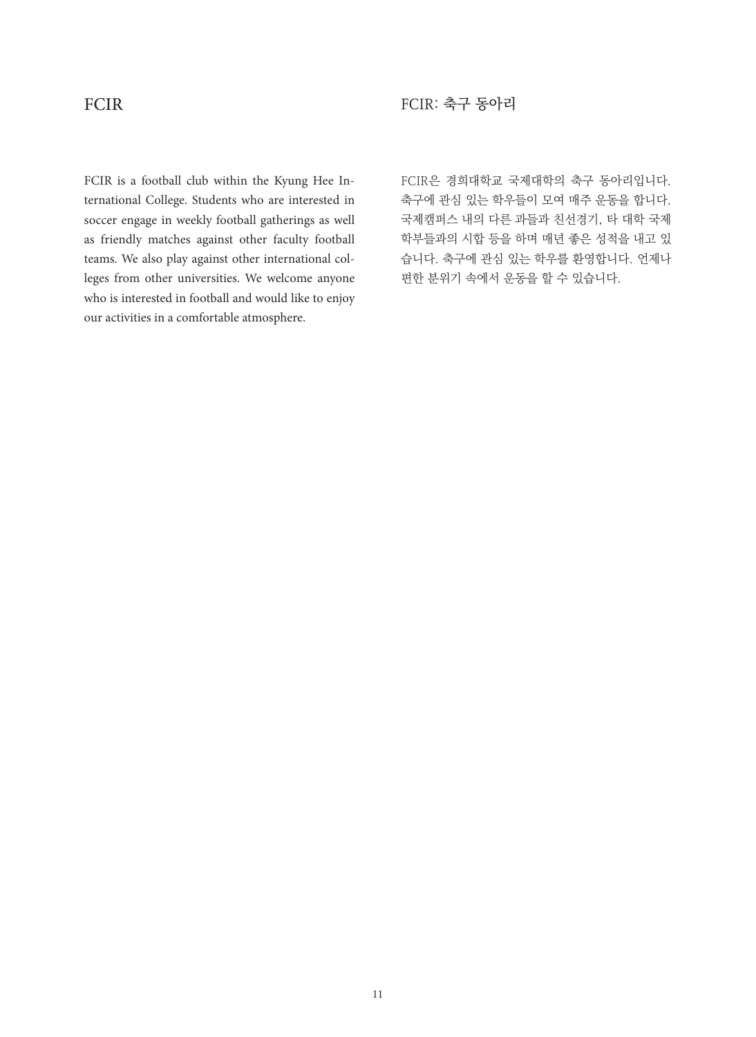## FCIR

FCIR is a football club within the Kyung Hee International College. Students who are interested in soccer engage in weekly football gatherings as well as friendly matches against other faculty football teams. We also play against other international colleges from other universities. We welcome anyone who is interested in football and would like to enjoy our activities in a comfortable atmosphere.

## FCIR: 축구 동아리

FCIR은 경희대학교 국제대학의 축구 동아리입니다. 축구에 관심 있는 학우들이 모여 매주 운동을 합니다. 국제캠퍼스 내의 다른 과들과 친선경기, 타 대학 국제학부들과의 시합 등을 하며 매년 좋은 성적을 내고 있습니다. 축구에 관심 있는 학우를 환영합니다. 언제나 편한 분위기 속에서 운동을 할 수 있습니다.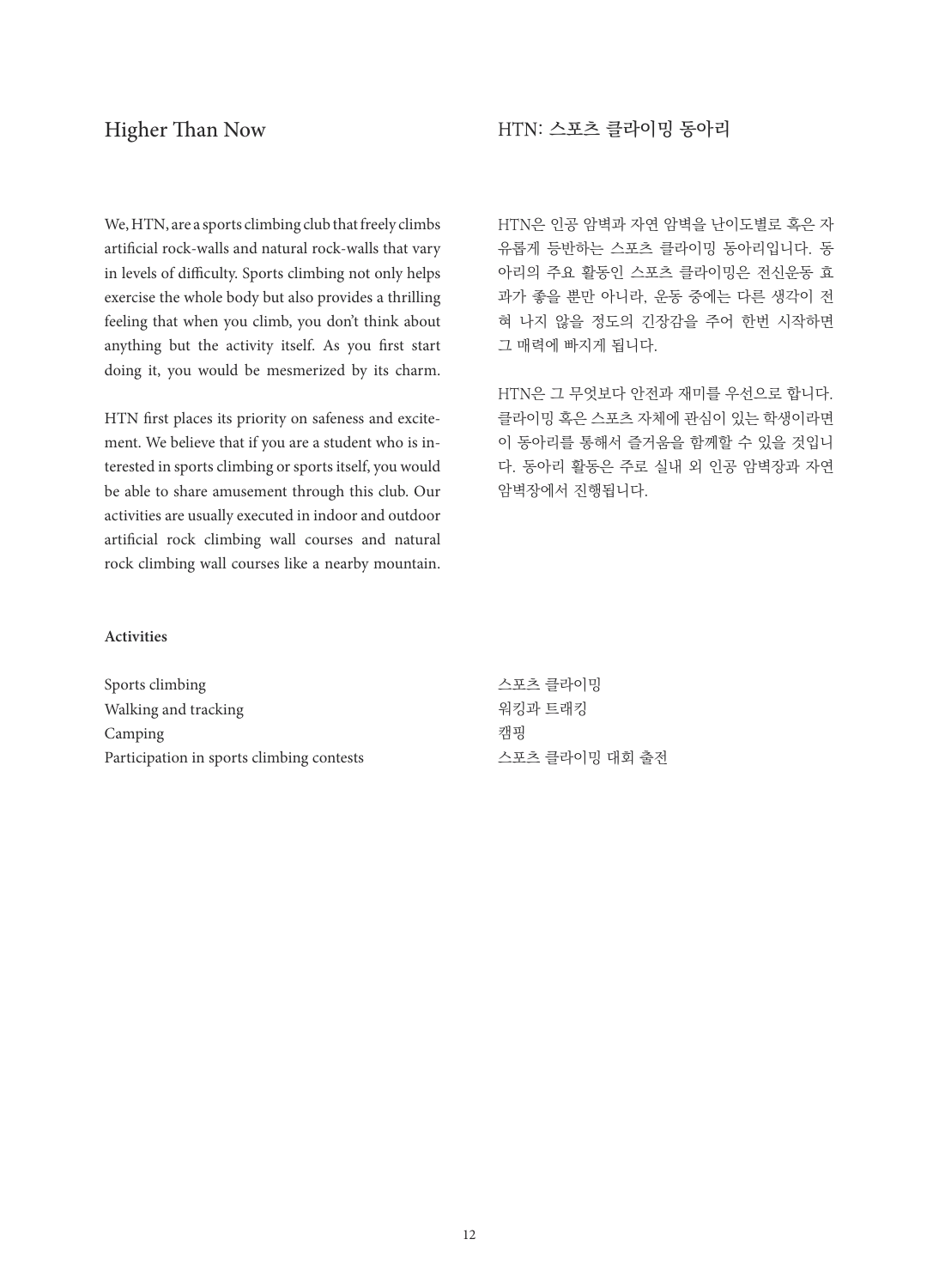## Higher Than Now

We, HTN, are a sports climbing club that freely climbs artificial rock-walls and natural rock-walls that vary in levels of difficulty. Sports climbing not only helps exercise the whole body but also provides a thrilling feeling that when you climb, you don't think about anything but the activity itself. As you first start doing it, you would be mesmerized by its charm.

HTN first places its priority on safeness and excitement. We believe that if you are a student who is interested in sports climbing or sports itself, you would be able to share amusement through this club. Our activities are usually executed in indoor and outdoor artificial rock climbing wall courses and natural rock climbing wall courses like a nearby mountain.

**Activities**

Sports climbing
Walking and tracking
Camping
Participation in sports climbing contests

## HTN: 스포츠 클라이밍 동아리

HTN은 인공 암벽과 자연 암벽을 난이도별로 혹은 자유롭게 등반하는 스포츠 클라이밍 동아리입니다. 동아리의 주요 활동인 스포츠 클라이밍은 전신운동 효과가 좋을 뿐만 아니라, 운동 중에는 다른 생각이 전혀 나지 않을 정도의 긴장감을 주어 한번 시작하면 그 매력에 빠지게 됩니다.

HTN은 그 무엇보다 안전과 재미를 우선으로 합니다. 클라이밍 혹은 스포츠 자체에 관심이 있는 학생이라면 이 동아리를 통해서 즐거움을 함께할 수 있을 것입니다. 동아리 활동은 주로 실내 외 인공 암벽장과 자연 암벽장에서 진행됩니다.

스포츠 클라이밍
워킹과 트래킹
캠핑
스포츠 클라이밍 대회 출전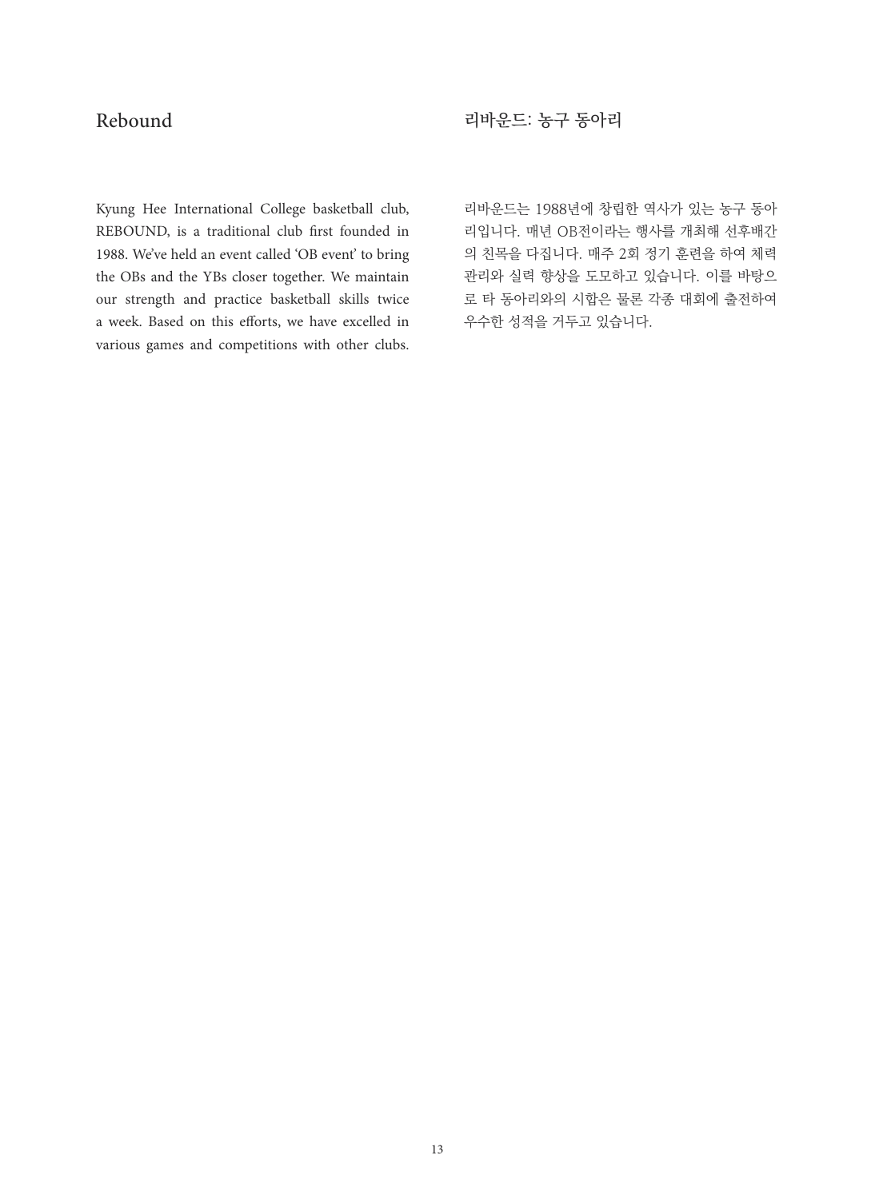## Rebound

Kyung Hee International College basketball club, REBOUND, is a traditional club first founded in 1988. We've held an event called 'OB event' to bring the OBs and the YBs closer together. We maintain our strength and practice basketball skills twice a week. Based on this efforts, we have excelled in various games and competitions with other clubs.

## 리바운드: 농구 동아리

리바운드는 1988년에 창립한 역사가 있는 농구 동아리입니다. 매년 OB전이라는 행사를 개최해 선후배간의 친목을 다집니다. 매주 2회 정기 훈련을 하여 체력관리와 실력 향상을 도모하고 있습니다. 이를 바탕으로 타 동아리와의 시합은 물론 각종 대회에 출전하여 우수한 성적을 거두고 있습니다.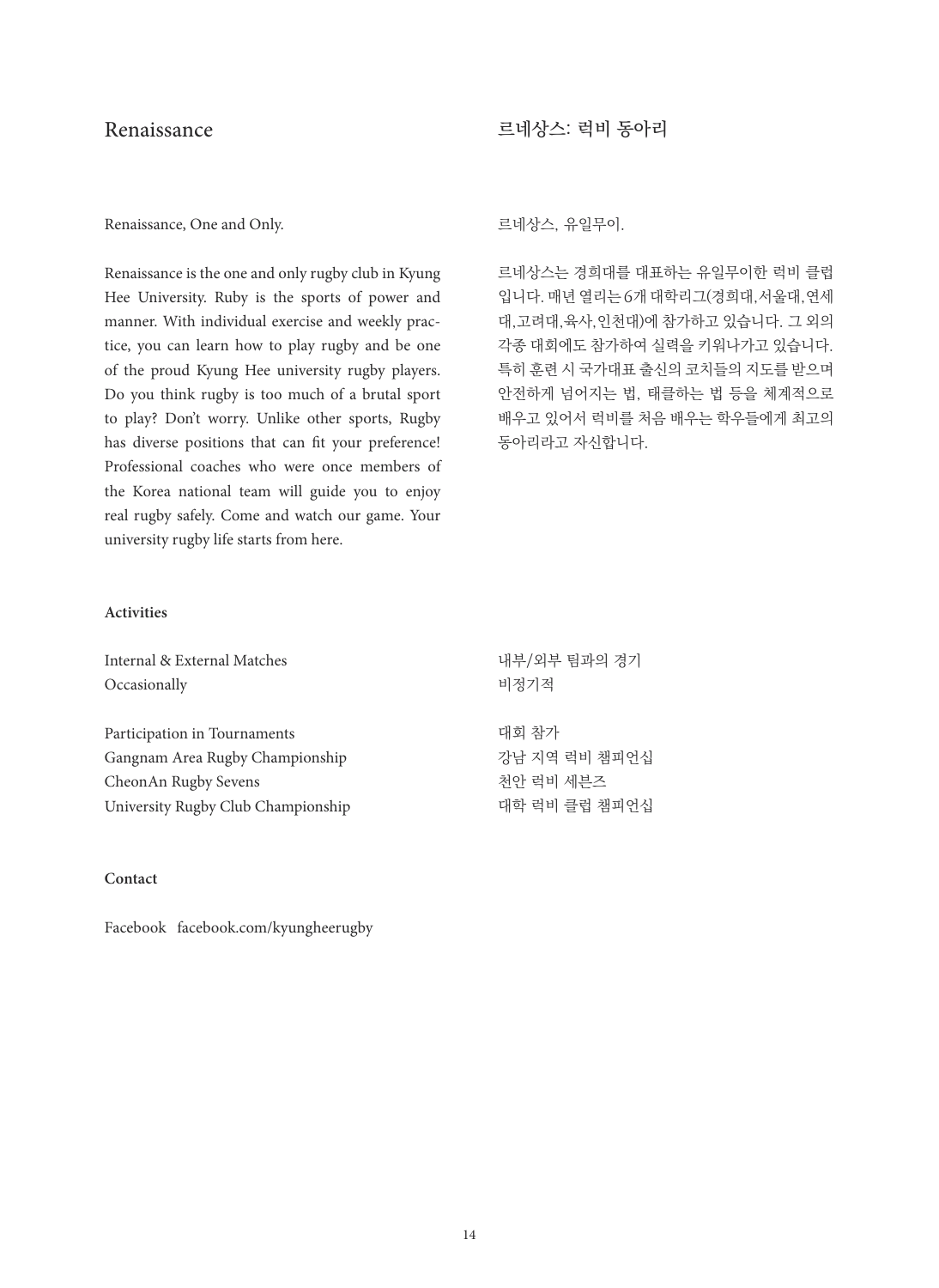## Renaissance

## 르네상스: 럭비 동아리

Renaissance, One and Only.

Renaissance is the one and only rugby club in Kyung Hee University. Ruby is the sports of power and manner. With individual exercise and weekly practice, you can learn how to play rugby and be one of the proud Kyung Hee university rugby players. Do you think rugby is too much of a brutal sport to play? Don't worry. Unlike other sports, Rugby has diverse positions that can fit your preference! Professional coaches who were once members of the Korea national team will guide you to enjoy real rugby safely. Come and watch our game. Your university rugby life starts from here.

르네상스, 유일무이.

르네상스는 경희대를 대표하는 유일무이한 럭비 클럽입니다. 매년 열리는 6개 대학리그(경희대, 서울대, 연세대, 고려대, 육사, 인천대)에 참가하고 있습니다. 그 외의 각종 대회에도 참가하여 실력을 키워나가고 있습니다. 특히 훈련 시 국가대표 출신의 코치들의 지도를 받으며 안전하게 넘어지는 법, 태클하는 법 등을 체계적으로 배우고 있어서 럭비를 처음 배우는 학우들에게 최고의 동아리라고 자신합니다.

**Activities**

Internal & External Matches
Occasionally

내부/외부 팀과의 경기
비정기적

Participation in Tournaments
Gangnam Area Rugby Championship
CheonAn Rugby Sevens
University Rugby Club Championship

대회 참가
강남 지역 럭비 챔피언십
천안 럭비 세븐즈
대학 럭비 클럽 챔피언십

**Contact**

Facebook facebook.com/kyungheerugby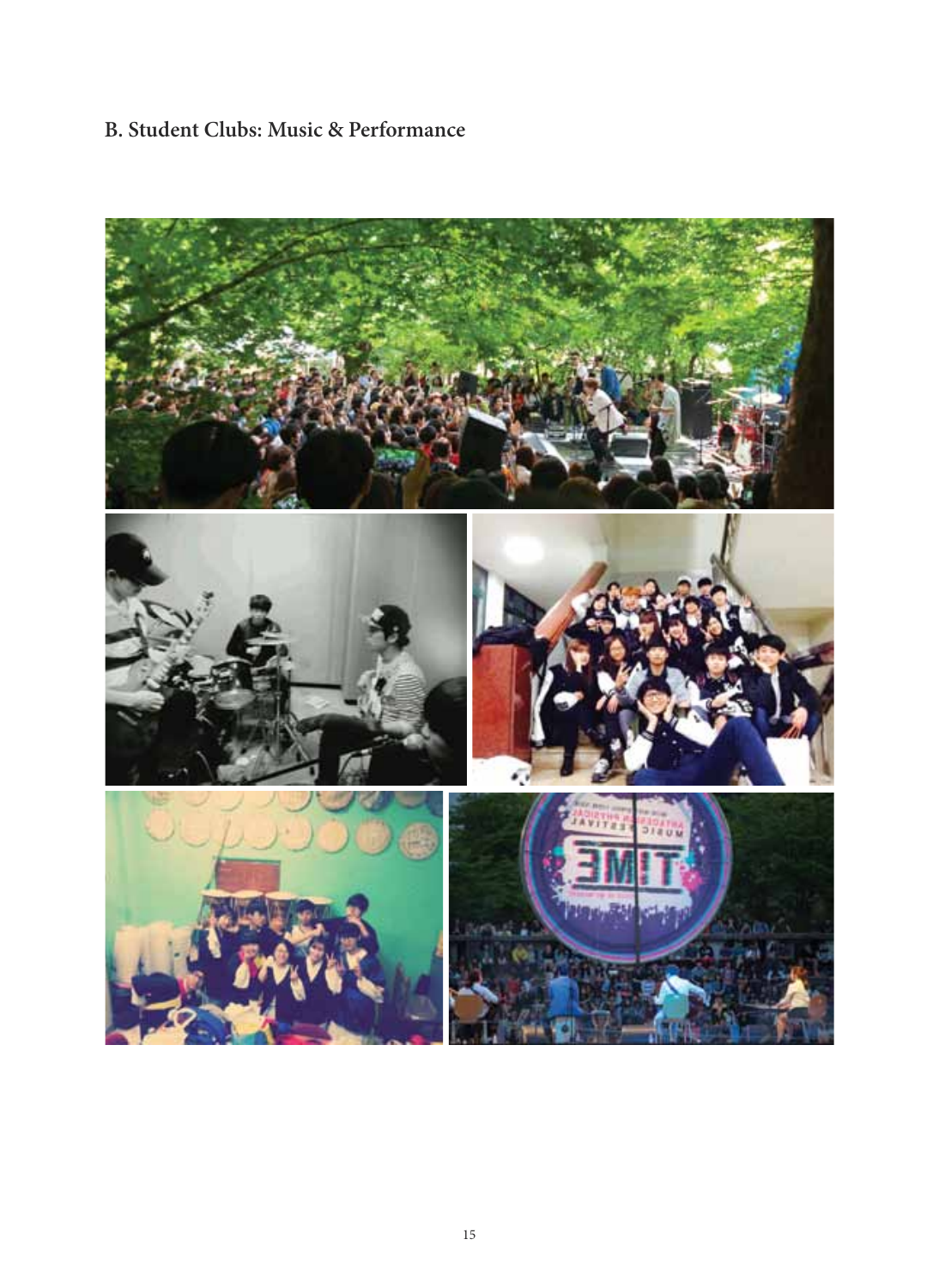## B. Student Clubs: Music & Performance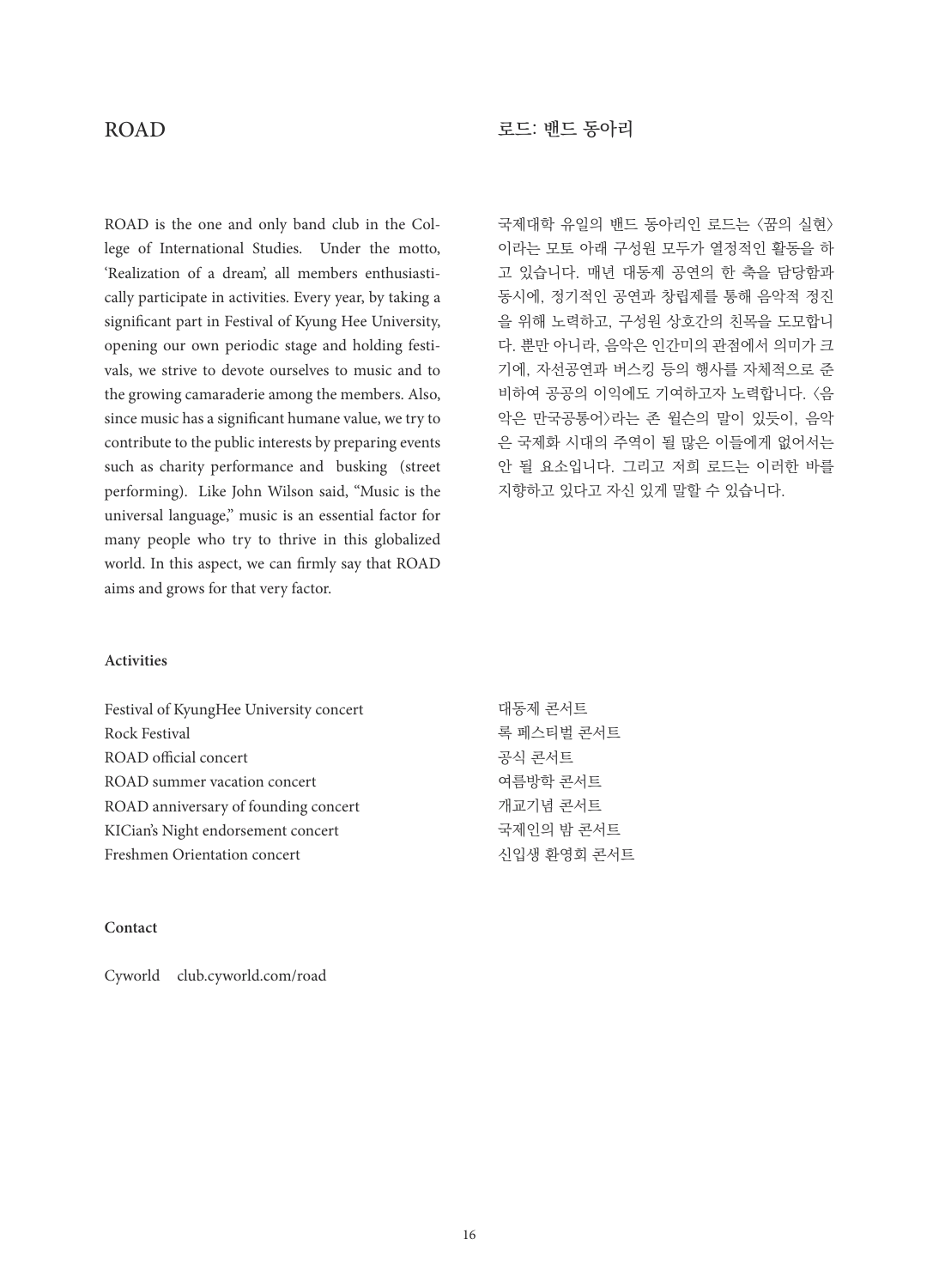# ROAD

ROAD is the one and only band club in the College of International Studies. Under the motto, 'Realization of a dream', all members enthusiastically participate in activities. Every year, by taking a significant part in Festival of Kyung Hee University, opening our own periodic stage and holding festivals, we strive to devote ourselves to music and to the growing camaraderie among the members. Also, since music has a significant humane value, we try to contribute to the public interests by preparing events such as charity performance and busking (street performing). Like John Wilson said, "Music is the universal language," music is an essential factor for many people who try to thrive in this globalized world. In this aspect, we can firmly say that ROAD aims and grows for that very factor.

# 로드: 밴드 동아리

국제대학 유일의 밴드 동아리인 로드는 〈꿈의 실현〉이라는 모토 아래 구성원 모두가 열정적인 활동을 하고 있습니다. 매년 대동제 공연의 한 축을 담당함과 동시에, 정기적인 공연과 창립제를 통해 음악적 정진을 위해 노력하고, 구성원 상호간의 친목을 도모합니다. 뿐만 아니라, 음악은 인간미의 관점에서 의미가 크기에, 자선공연과 버스킹 등의 행사를 자체적으로 준비하여 공공의 이익에도 기여하고자 노력합니다. 〈음악은 만국공통어〉라는 존 윌슨의 말이 있듯이, 음악은 국제화 시대의 주역이 될 많은 이들에게 없어서는 안 될 요소입니다. 그리고 저희 로드는 이러한 바를 지향하고 있다고 자신 있게 말할 수 있습니다.

**Activities**

Festival of KyungHee University concert
Rock Festival
ROAD official concert
ROAD summer vacation concert
ROAD anniversary of founding concert
KICian's Night endorsement concert
Freshmen Orientation concert

대동제 콘서트
록 페스티벌 콘서트
공식 콘서트
여름방학 콘서트
개교기념 콘서트
국제인의 밤 콘서트
신입생 환영회 콘서트

**Contact**

Cyworld club.cyworld.com/road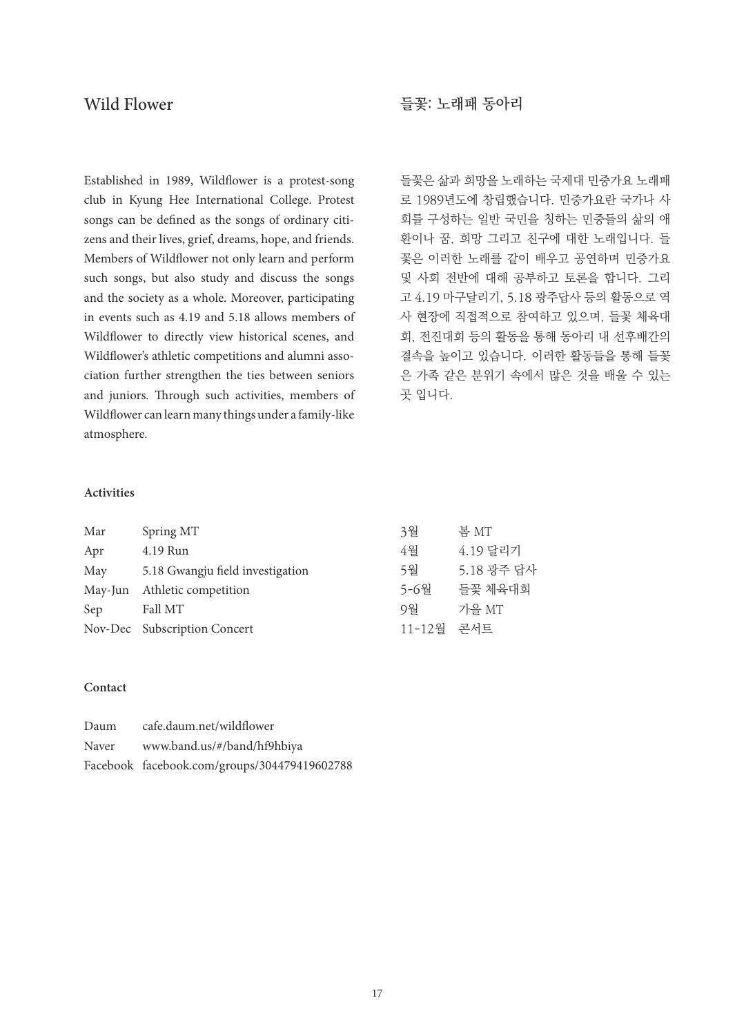## Wild Flower

## 들꽃: 노래패 동아리

Established in 1989, Wildflower is a protest-song club in Kyung Hee International College. Protest songs can be defined as the songs of ordinary citizens and their lives, grief, dreams, hope, and friends. Members of Wildflower not only learn and perform such songs, but also study and discuss the songs and the society as a whole. Moreover, participating in events such as 4.19 and 5.18 allows members of Wildflower to directly view historical scenes, and Wildflower's athletic competitions and alumni association further strengthen the ties between seniors and juniors. Through such activities, members of Wildflower can learn many things under a family-like atmosphere.

들꽃은 삶과 희망을 노래하는 국제대 민중가요 노래패로 1989년도에 창립했습니다. 민중가요란 국가나 사회를 구성하는 일반 국민을 칭하는 민중들의 삶의 애환이나 꿈, 희망 그리고 친구에 대한 노래입니다. 들꽃은 이러한 노래를 같이 배우고 공연하며 민중가요 및 사회 전반에 대해 공부하고 토론을 합니다. 그리고 4.19 마구달리기, 5.18 광주답사 등의 활동으로 역사 현장에 직접적으로 참여하고 있으며, 들꽃 체육대회, 전진대회 등의 활동을 통해 동아리 내 선후배간의 결속을 높이고 있습니다. 이러한 활동들을 통해 들꽃은 가족 같은 분위기 속에서 많은 것을 배울 수 있는 곳 입니다.

**Activities**

| | | | |
|---|---|---|---|
| Mar | Spring MT | 3월 | 봄 MT |
| Apr | 4.19 Run | 4월 | 4.19 달리기 |
| May | 5.18 Gwangju field investigation | 5월 | 5.18 광주 답사 |
| May-Jun | Athletic competition | 5-6월 | 들꽃 체육대회 |
| Sep | Fall MT | 9월 | 가을 MT |
| Nov-Dec | Subscription Concert | 11-12월 | 콘서트 |

**Contact**

| | |
|---|---|
| Daum | cafe.daum.net/wildflower |
| Naver | www.band.us/#/band/hf9hbiya |
| Facebook | facebook.com/groups/304479419602788 |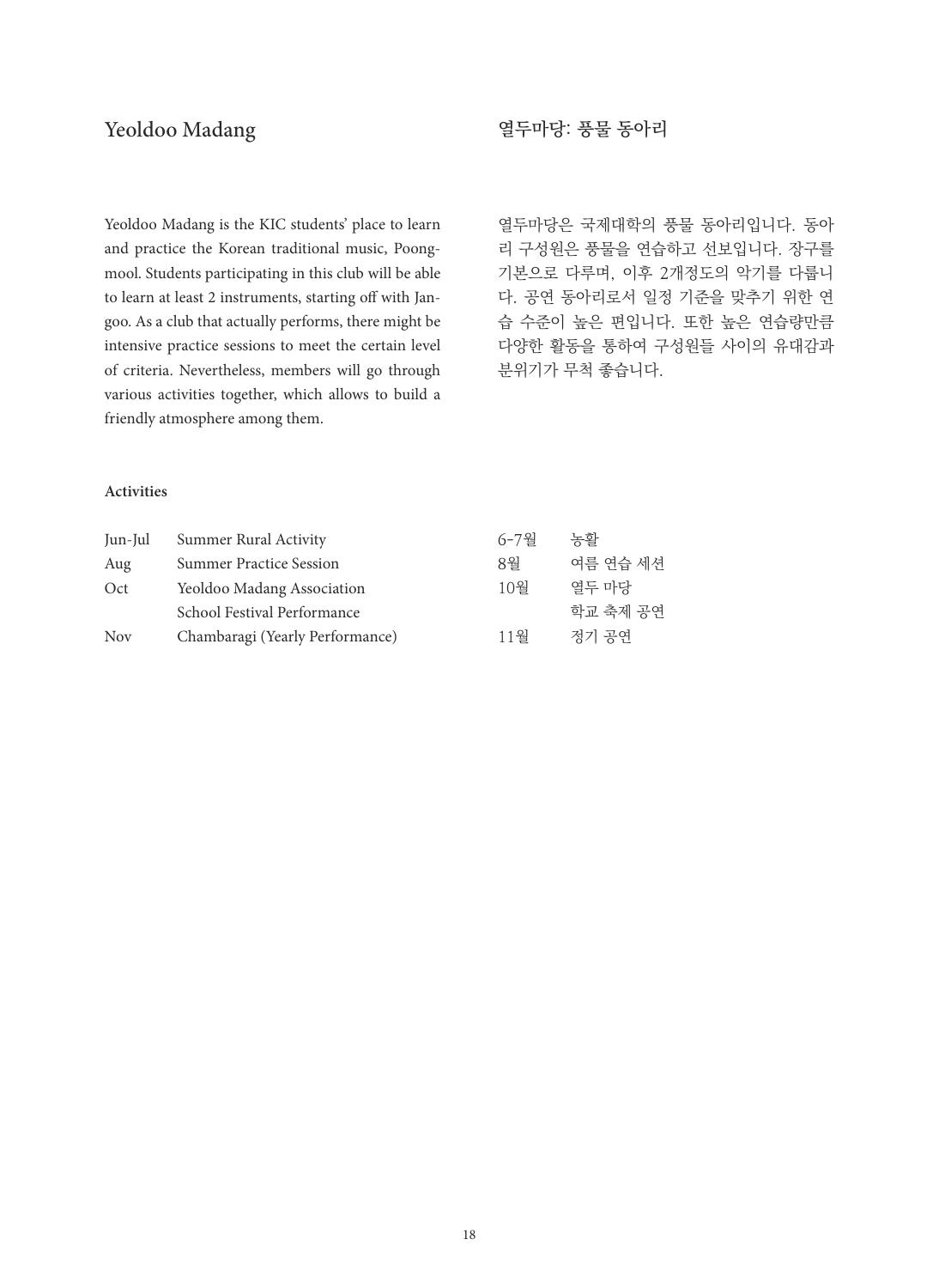## Yeoldoo Madang

## 열두마당: 풍물 동아리

Yeoldoo Madang is the KIC students' place to learn and practice the Korean traditional music, Poongmool. Students participating in this club will be able to learn at least 2 instruments, starting off with Jangoo. As a club that actually performs, there might be intensive practice sessions to meet the certain level of criteria. Nevertheless, members will go through various activities together, which allows to build a friendly atmosphere among them.

열두마당은 국제대학의 풍물 동아리입니다. 동아리 구성원은 풍물을 연습하고 선보입니다. 장구를 기본으로 다루며, 이후 2개정도의 악기를 다룹니다. 공연 동아리로서 일정 기준을 맞추기 위한 연습 수준이 높은 편입니다. 또한 높은 연습량만큼 다양한 활동을 통하여 구성원들 사이의 유대감과 분위기가 무척 좋습니다.

**Activities**

| | | | |
|---|---|---|---|
| Jun-Jul | Summer Rural Activity | 6-7월 | 농활 |
| Aug | Summer Practice Session | 8월 | 여름 연습 세션 |
| Oct | Yeoldoo Madang Association | 10월 | 열두 마당 |
| | School Festival Performance | | 학교 축제 공연 |
| Nov | Chambaragi (Yearly Performance) | 11월 | 정기 공연 |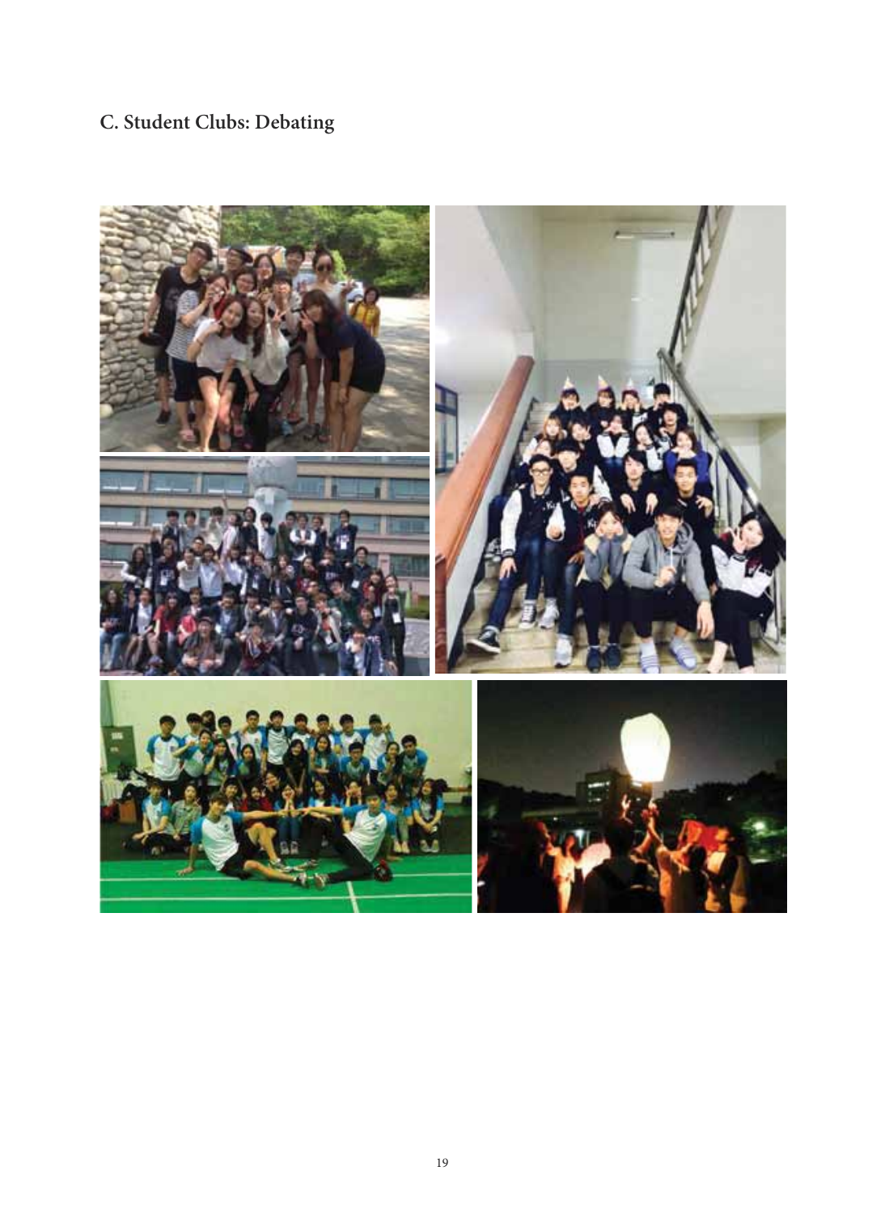## C. Student Clubs: Debating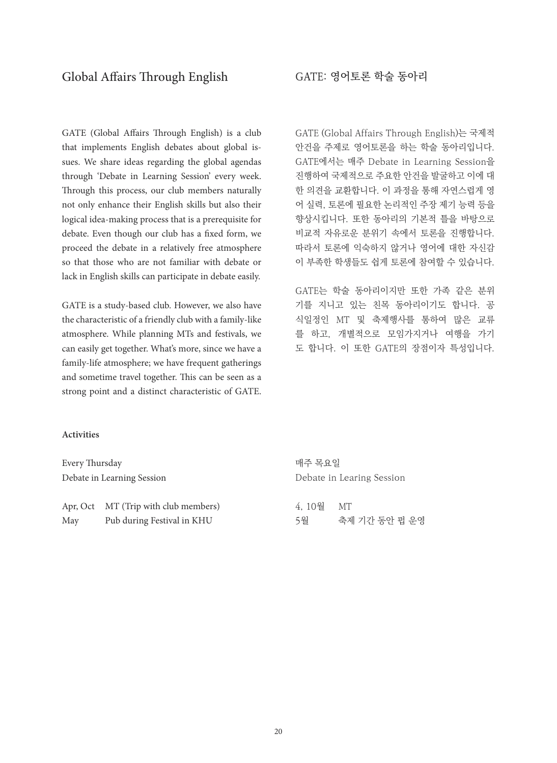## Global Affairs Through English

GATE (Global Affairs Through English) is a club that implements English debates about global issues. We share ideas regarding the global agendas through 'Debate in Learning Session' every week. Through this process, our club members naturally not only enhance their English skills but also their logical idea-making process that is a prerequisite for debate. Even though our club has a fixed form, we proceed the debate in a relatively free atmosphere so that those who are not familiar with debate or lack in English skills can participate in debate easily.

GATE is a study-based club. However, we also have the characteristic of a friendly club with a family-like atmosphere. While planning MTs and festivals, we can easily get together. What's more, since we have a family-life atmosphere; we have frequent gatherings and sometime travel together. This can be seen as a strong point and a distinct characteristic of GATE.

**Activities**

Every Thursday
Debate in Learning Session

| | |
|---|---|
| Apr, Oct | MT (Trip with club members) |
| May | Pub during Festival in KHU |

## GATE: 영어토론 학술 동아리

GATE (Global Affairs Through English)는 국제적 안건을 주제로 영어토론을 하는 학술 동아리입니다. GATE에서는 매주 Debate in Learning Session을 진행하여 국제적으로 주요한 안건을 발굴하고 이에 대한 의견을 교환합니다. 이 과정을 통해 자연스럽게 영어 실력, 토론에 필요한 논리적인 주장 제기 능력 등을 향상시킵니다. 또한 동아리의 기본적 틀을 바탕으로 비교적 자유로운 분위기 속에서 토론을 진행합니다. 따라서 토론에 익숙하지 않거나 영어에 대한 자신감이 부족한 학생들도 쉽게 토론에 참여할 수 있습니다.

GATE는 학술 동아리이지만 또한 가족 같은 분위기를 지니고 있는 친목 동아리이기도 합니다. 공식일정인 MT 및 축제행사를 통하여 많은 교류를 하고, 개별적으로 모임가지거나 여행을 가기도 합니다. 이 또한 GATE의 장점이자 특성입니다.

매주 목요일
Debate in Learing Session

| | |
|---|---|
| 4, 10월 | MT |
| 5월 | 축제 기간 동안 펍 운영 |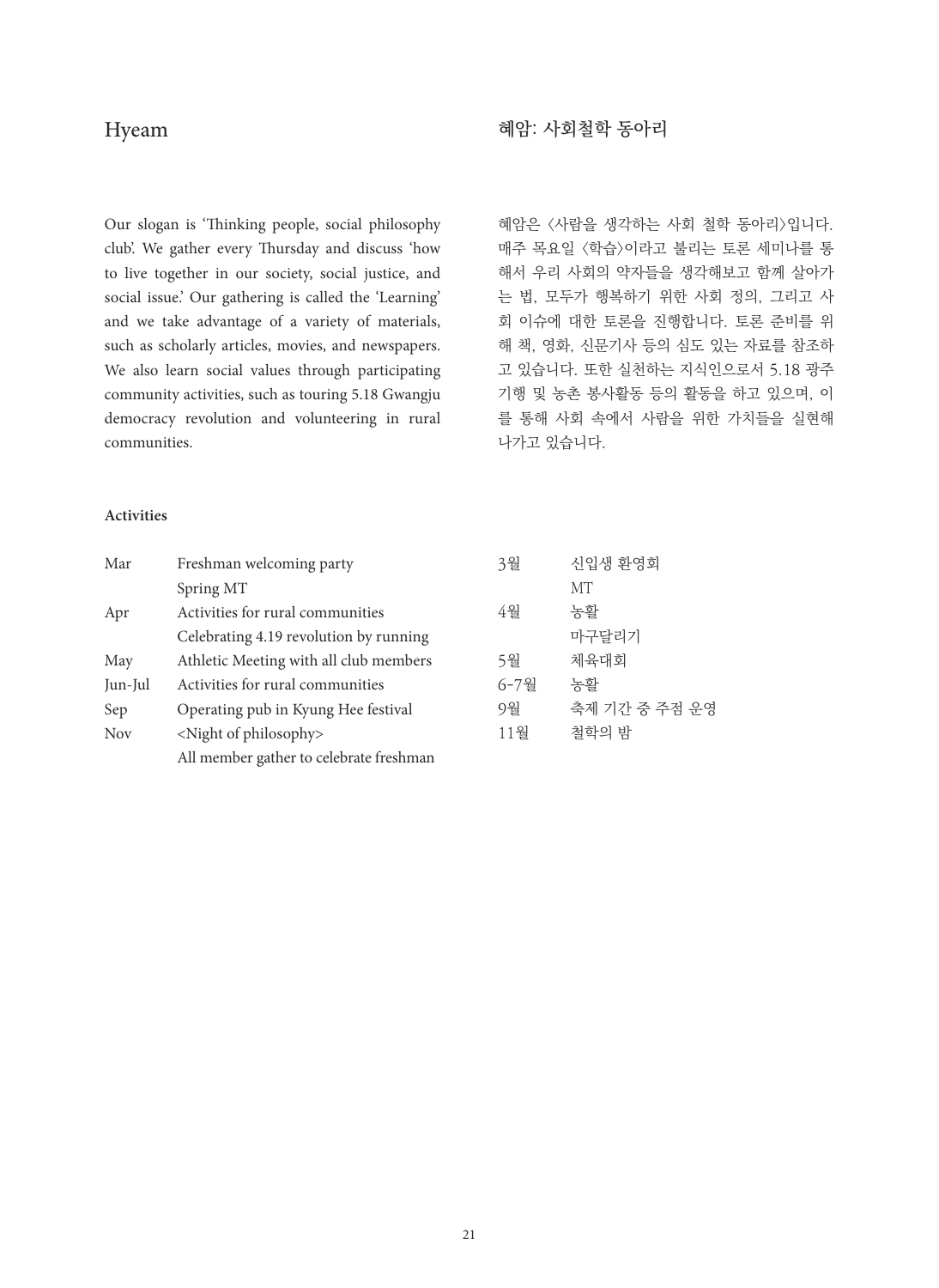# Hyeam

# 혜암: 사회철학 동아리

Our slogan is 'Thinking people, social philosophy club'. We gather every Thursday and discuss 'how to live together in our society, social justice, and social issue.' Our gathering is called the 'Learning' and we take advantage of a variety of materials, such as scholarly articles, movies, and newspapers. We also learn social values through participating community activities, such as touring 5.18 Gwangju democracy revolution and volunteering in rural communities.

혜암은 〈사람을 생각하는 사회 철학 동아리〉입니다. 매주 목요일 〈학습〉이라고 불리는 토론 세미나를 통해서 우리 사회의 약자들을 생각해보고 함께 살아가는 법, 모두가 행복하기 위한 사회 정의, 그리고 사회 이슈에 대한 토론을 진행합니다. 토론 준비를 위해 책, 영화, 신문기사 등의 심도 있는 자료를 참조하고 있습니다. 또한 실천하는 지식인으로서 5.18 광주 기행 및 농촌 봉사활동 등의 활동을 하고 있으며, 이를 통해 사회 속에서 사람을 위한 가치들을 실현해 나가고 있습니다.

**Activities**

| Mar | Freshman welcoming party |
|---|---|
| | Spring MT |
| Apr | Activities for rural communities |
| | Celebrating 4.19 revolution by running |
| May | Athletic Meeting with all club members |
| Jun-Jul | Activities for rural communities |
| Sep | Operating pub in Kyung Hee festival |
| Nov | <Night of philosophy> |
| | All member gather to celebrate freshman |

| 3월 | 신입생 환영회 |
|---|---|
| | MT |
| 4월 | 농활 |
| | 마구달리기 |
| 5월 | 체육대회 |
| 6-7월 | 농활 |
| 9월 | 축제 기간 중 주점 운영 |
| 11월 | 철학의 밤 |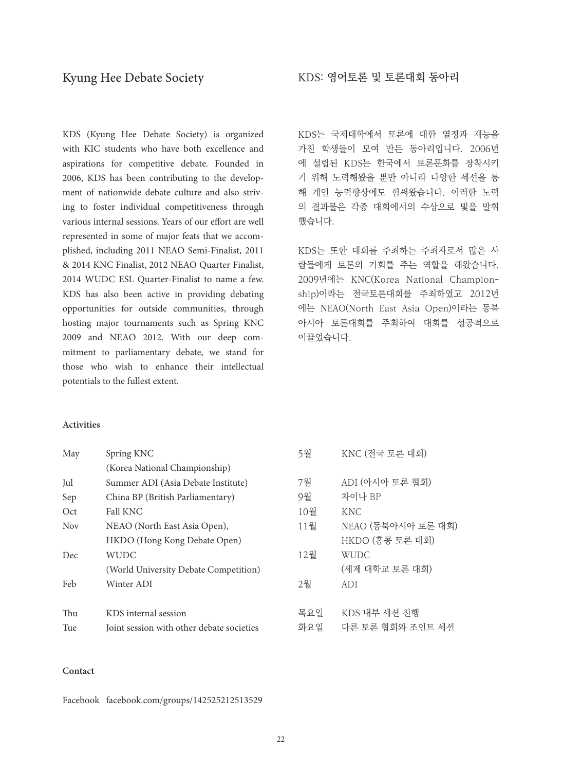## Kyung Hee Debate Society

KDS (Kyung Hee Debate Society) is organized with KIC students who have both excellence and aspirations for competitive debate. Founded in 2006, KDS has been contributing to the development of nationwide debate culture and also striving to foster individual competitiveness through various internal sessions. Years of our effort are well represented in some of major feats that we accomplished, including 2011 NEAO Semi-Finalist, 2011 & 2014 KNC Finalist, 2012 NEAO Quarter Finalist, 2014 WUDC ESL Quarter-Finalist to name a few. KDS has also been active in providing debating opportunities for outside communities, through hosting major tournaments such as Spring KNC 2009 and NEAO 2012. With our deep commitment to parliamentary debate, we stand for those who wish to enhance their intellectual potentials to the fullest extent.

## KDS: 영어토론 및 토론대회 동아리

KDS는 국제대학에서 토론에 대한 열정과 재능을 가진 학생들이 모여 만든 동아리입니다. 2006년에 설립된 KDS는 한국에서 토론문화를 장착시키기 위해 노력해왔을 뿐만 아니라 다양한 세션을 통해 개인 능력향상에도 힘써왔습니다. 이러한 노력의 결과물은 각종 대회에서의 수상으로 빛을 발휘했습니다.

KDS는 또한 대회를 주최하는 주최자로서 많은 사람들에게 토론의 기회를 주는 역할을 해왔습니다. 2009년에는 KNC(Korea National Championship)이라는 전국토론대회를 주최하였고 2012년에는 NEAO(North East Asia Open)이라는 동북아시아 토론대회를 주최하여 대회를 성공적으로 이끌었습니다.

**Activities**

| | | | |
|---|---|---|---|
| May | Spring KNC (Korea National Championship) | 5월 | KNC (전국 토론 대회) |
| Jul | Summer ADI (Asia Debate Institute) | 7월 | ADI (아시아 토론 협회) |
| Sep | China BP (British Parliamentary) | 9월 | 차이나 BP |
| Oct | Fall KNC | 10월 | KNC |
| Nov | NEAO (North East Asia Open), HKDO (Hong Kong Debate Open) | 11월 | NEAO (동북아시아 토론 대회) HKDO (홍콩 토론 대회) |
| Dec | WUDC (World University Debate Competition) | 12월 | WUDC (세계 대학교 토론 대회) |
| Feb | Winter ADI | 2월 | ADI |
| Thu | KDS internal session | 목요일 | KDS 내부 세션 진행 |
| Tue | Joint session with other debate societies | 화요일 | 다른 토론 협회와 조인트 세션 |

**Contact**

Facebook facebook.com/groups/142525212513529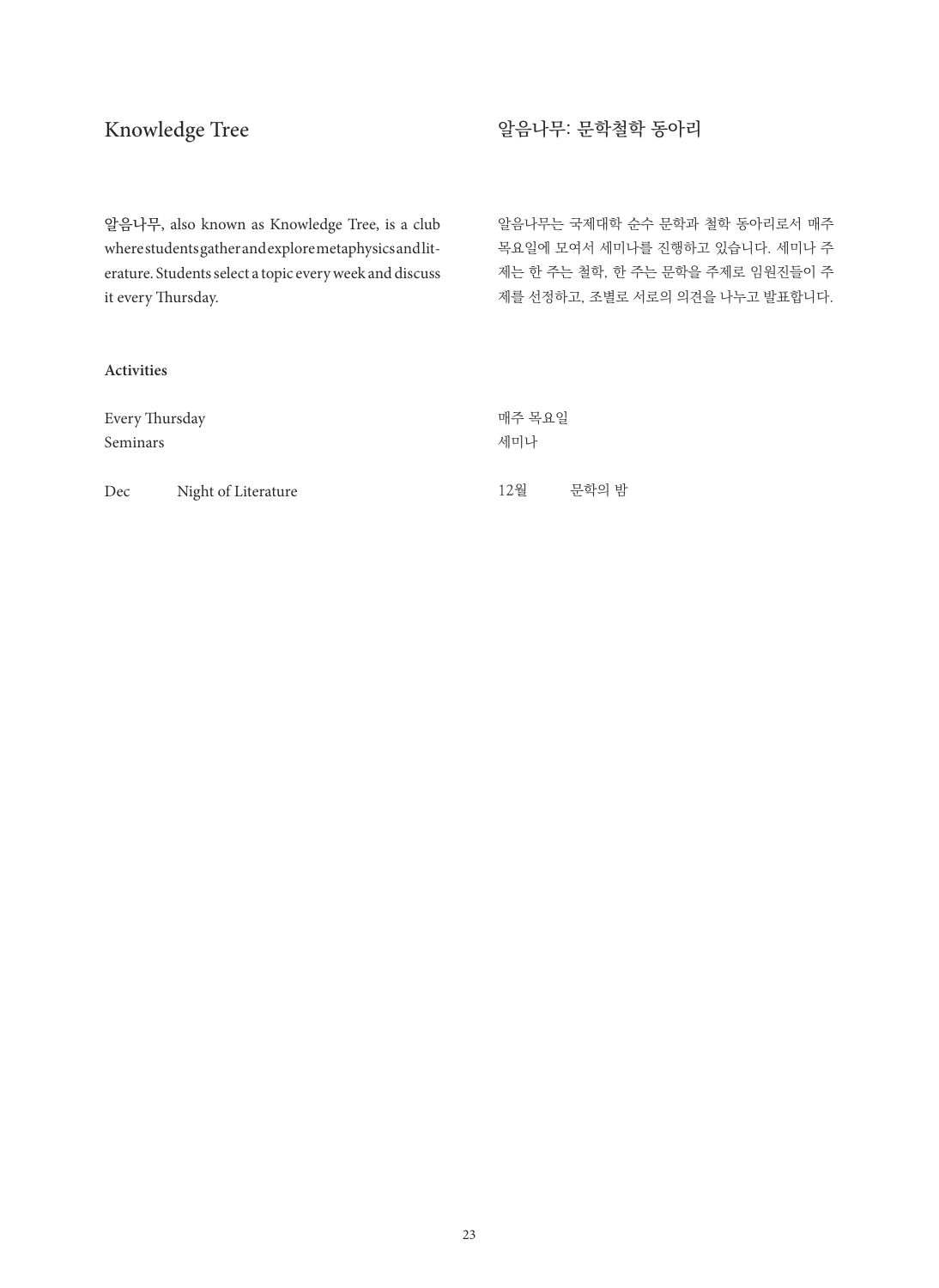## Knowledge Tree

## 알음나무: 문학철학 동아리

**알음나무**, also known as Knowledge Tree, is a club where students gather and explore metaphysics and literature. Students select a topic every week and discuss it every Thursday.

알음나무는 국제대학 순수 문학과 철학 동아리로서 매주 목요일에 모여서 세미나를 진행하고 있습니다. 세미나 주제는 한 주는 철학, 한 주는 문학을 주제로 임원진들이 주제를 선정하고, 조별로 서로의 의견을 나누고 발표합니다.

**Activities**

Every Thursday
Seminars

Dec　　Night of Literature

매주 목요일
세미나

12월　　문학의 밤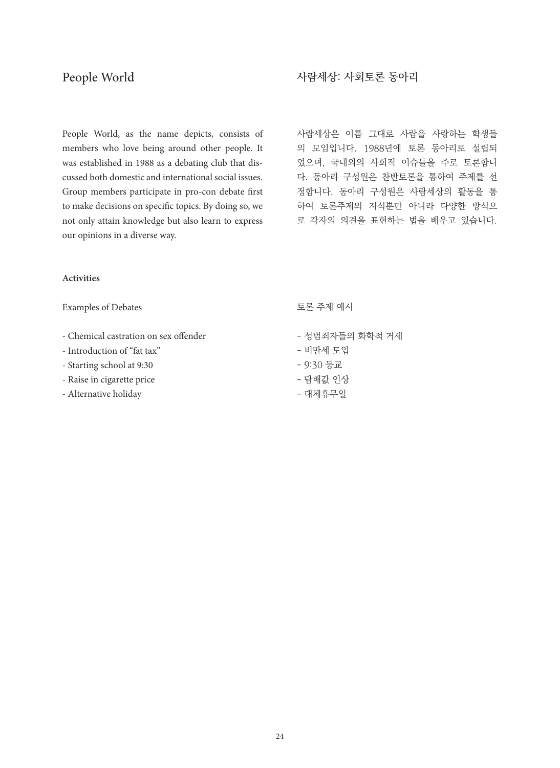## People World

People World, as the name depicts, consists of members who love being around other people. It was established in 1988 as a debating club that discussed both domestic and international social issues. Group members participate in pro-con debate first to make decisions on specific topics. By doing so, we not only attain knowledge but also learn to express our opinions in a diverse way.

### Activities

Examples of Debates

- Chemical castration on sex offender
- Introduction of "fat tax"
- Starting school at 9:30
- Raise in cigarette price
- Alternative holiday

## 사람세상: 사회토론 동아리

사람세상은 이름 그대로 사람을 사랑하는 학생들의 모임입니다. 1988년에 토론 동아리로 설립되었으며, 국내외의 사회적 이슈들을 주로 토론합니다. 동아리 구성원은 찬반토론을 통하여 주제를 선정합니다. 동아리 구성원은 사람세상의 활동을 통하여 토론주제의 지식뿐만 아니라 다양한 방식으로 각자의 의견을 표현하는 법을 배우고 있습니다.

토론 주제 예시

- 성범죄자들의 화학적 거세
- 비만세 도입
- 9:30 등교
- 담배값 인상
- 대체휴무일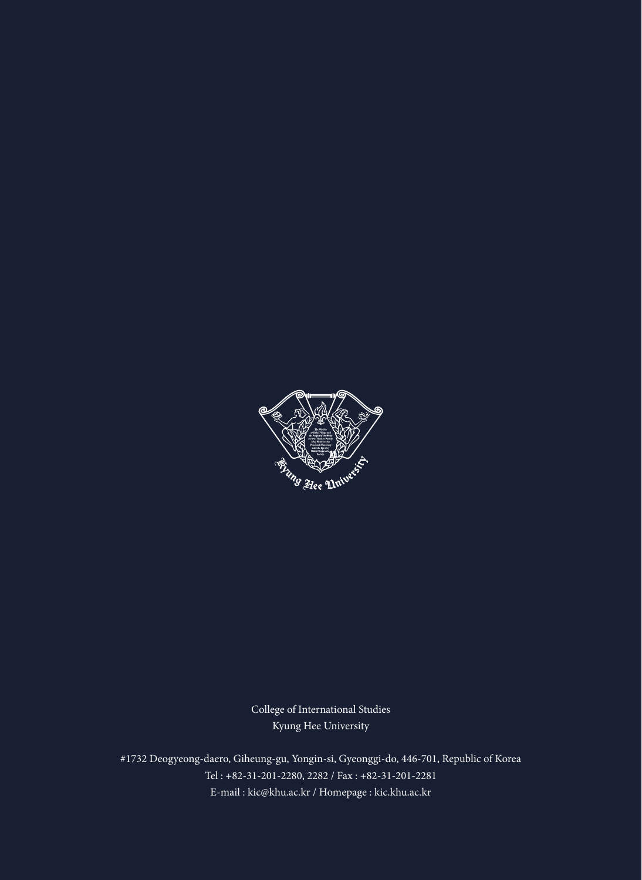College of International Studies
Kyung Hee University

#1732 Deogyeong-daero, Giheung-gu, Yongin-si, Gyeonggi-do, 446-701, Republic of Korea
Tel : +82-31-201-2280, 2282 / Fax : +82-31-201-2281
E-mail : kic@khu.ac.kr / Homepage : kic.khu.ac.kr